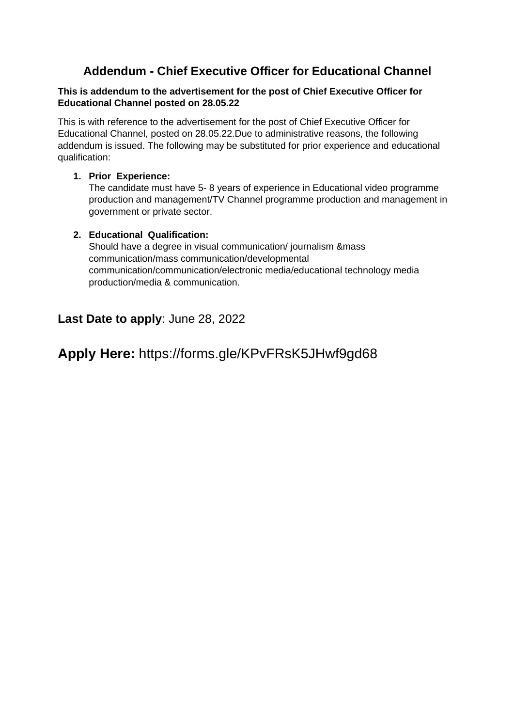# Addendum - Chief Executive Officer for Educational Channel

**This is addendum to the advertisement for the post of Chief Executive Officer for Educational Channel posted on 28.05.22**

This is with reference to the advertisement for the post of Chief Executive Officer for Educational Channel, posted on 28.05.22.Due to administrative reasons, the following addendum is issued. The following may be substituted for prior experience and educational qualification:

1. **Prior Experience:**
   The candidate must have 5- 8 years of experience in Educational video programme production and management/TV Channel programme production and management in government or private sector.

2. **Educational Qualification:**
   Should have a degree in visual communication/ journalism &mass communication/mass communication/developmental communication/communication/electronic media/educational technology media production/media & communication.

**Last Date to apply**: June 28, 2022

**Apply Here:** https://forms.gle/KPvFRsK5JHwf9gd68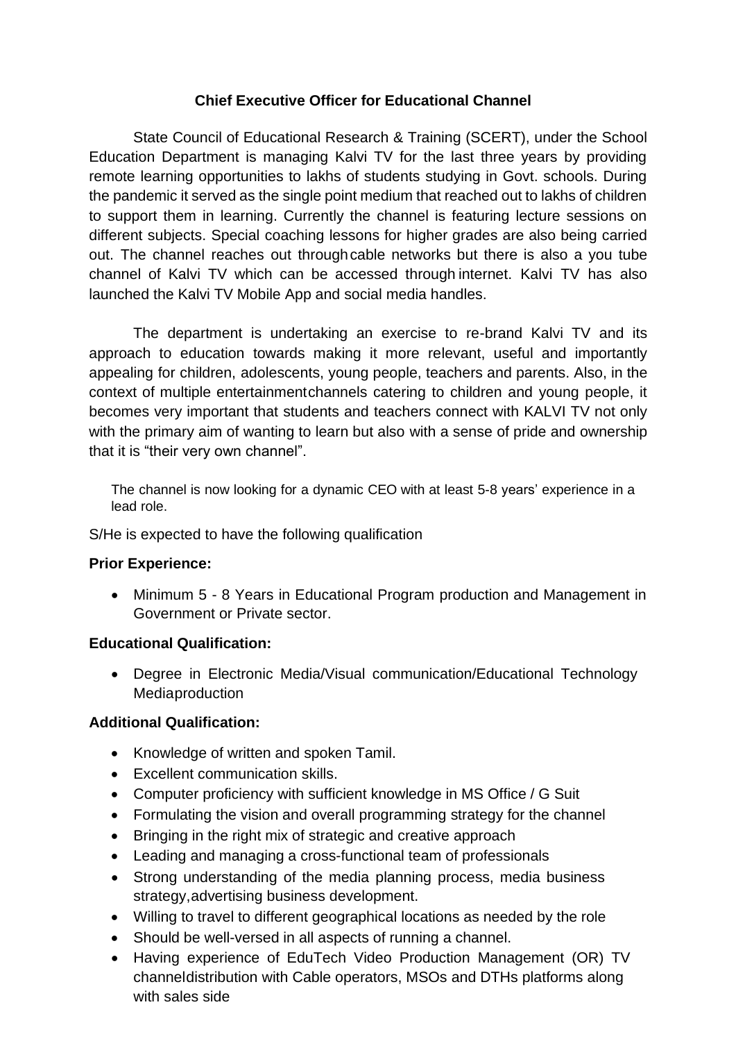**Chief Executive Officer for Educational Channel**

State Council of Educational Research & Training (SCERT), under the School Education Department is managing Kalvi TV for the last three years by providing remote learning opportunities to lakhs of students studying in Govt. schools. During the pandemic it served as the single point medium that reached out to lakhs of children to support them in learning. Currently the channel is featuring lecture sessions on different subjects. Special coaching lessons for higher grades are also being carried out. The channel reaches out through cable networks but there is also a you tube channel of Kalvi TV which can be accessed through internet. Kalvi TV has also launched the Kalvi TV Mobile App and social media handles.

The department is undertaking an exercise to re-brand Kalvi TV and its approach to education towards making it more relevant, useful and importantly appealing for children, adolescents, young people, teachers and parents. Also, in the context of multiple entertainment channels catering to children and young people, it becomes very important that students and teachers connect with KALVI TV not only with the primary aim of wanting to learn but also with a sense of pride and ownership that it is "their very own channel".

The channel is now looking for a dynamic CEO with at least 5-8 years' experience in a lead role.

S/He is expected to have the following qualification

**Prior Experience:**

- Minimum 5 - 8 Years in Educational Program production and Management in Government or Private sector.

**Educational Qualification:**

- Degree in Electronic Media/Visual communication/Educational Technology Mediaproduction

**Additional Qualification:**

- Knowledge of written and spoken Tamil.
- Excellent communication skills.
- Computer proficiency with sufficient knowledge in MS Office / G Suit
- Formulating the vision and overall programming strategy for the channel
- Bringing in the right mix of strategic and creative approach
- Leading and managing a cross-functional team of professionals
- Strong understanding of the media planning process, media business strategy,advertising business development.
- Willing to travel to different geographical locations as needed by the role
- Should be well-versed in all aspects of running a channel.
- Having experience of EduTech Video Production Management (OR) TV channeldistribution with Cable operators, MSOs and DTHs platforms along with sales side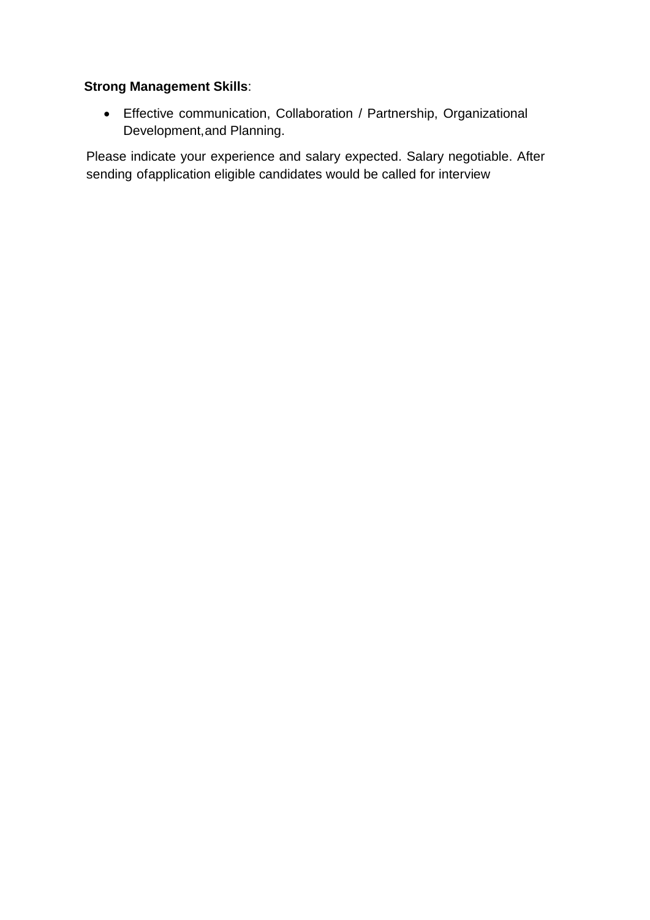**Strong Management Skills**:

- Effective communication, Collaboration / Partnership, Organizational Development,and Planning.

Please indicate your experience and salary expected. Salary negotiable. After sending ofapplication eligible candidates would be called for interview